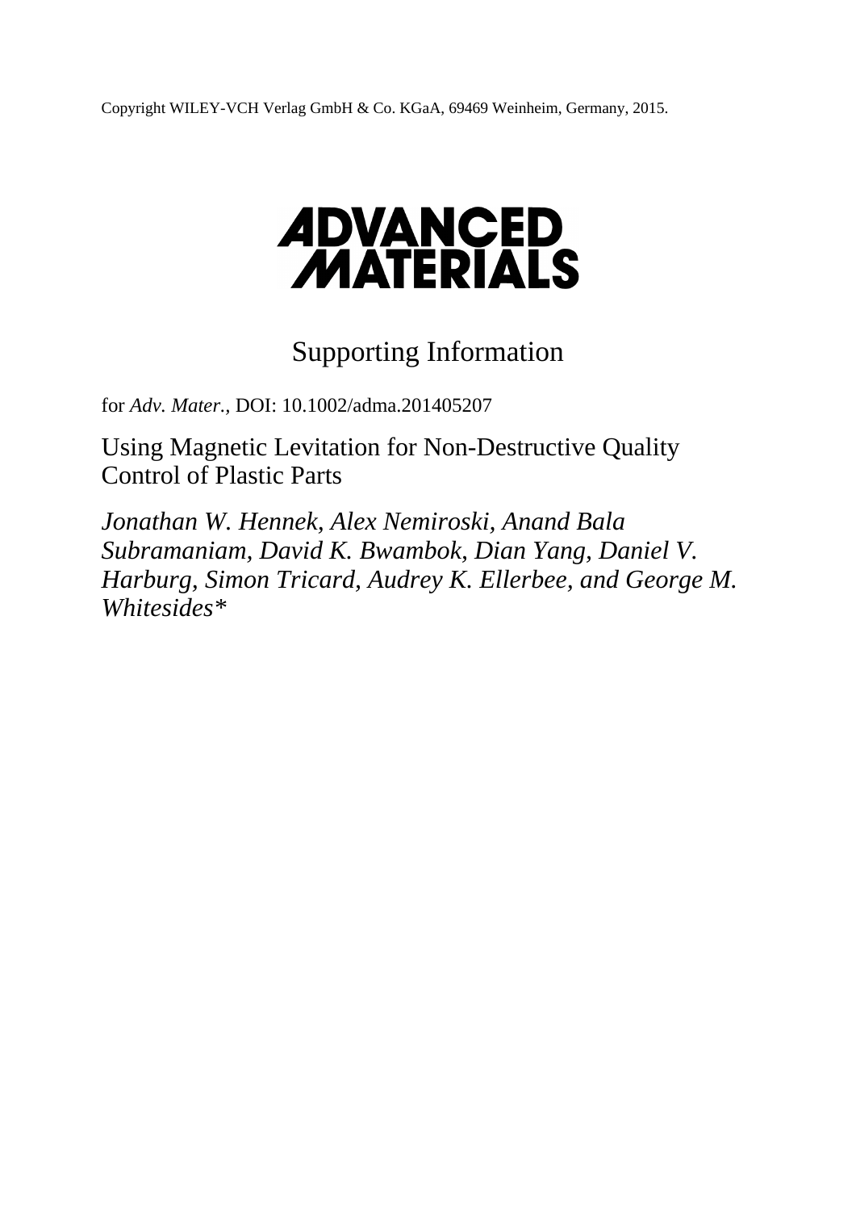Copyright WILEY-VCH Verlag GmbH & Co. KGaA, 69469 Weinheim, Germany, 2015.

**ADVANCED MATERIALS**

# Supporting Information

for *Adv. Mater.,* DOI: 10.1002/adma.201405207

## Using Magnetic Levitation for Non-Destructive Quality Control of Plastic Parts

*Jonathan W. Hennek, Alex Nemiroski, Anand Bala Subramaniam, David K. Bwambok, Dian Yang, Daniel V. Harburg, Simon Tricard, Audrey K. Ellerbee, and George M. Whitesides**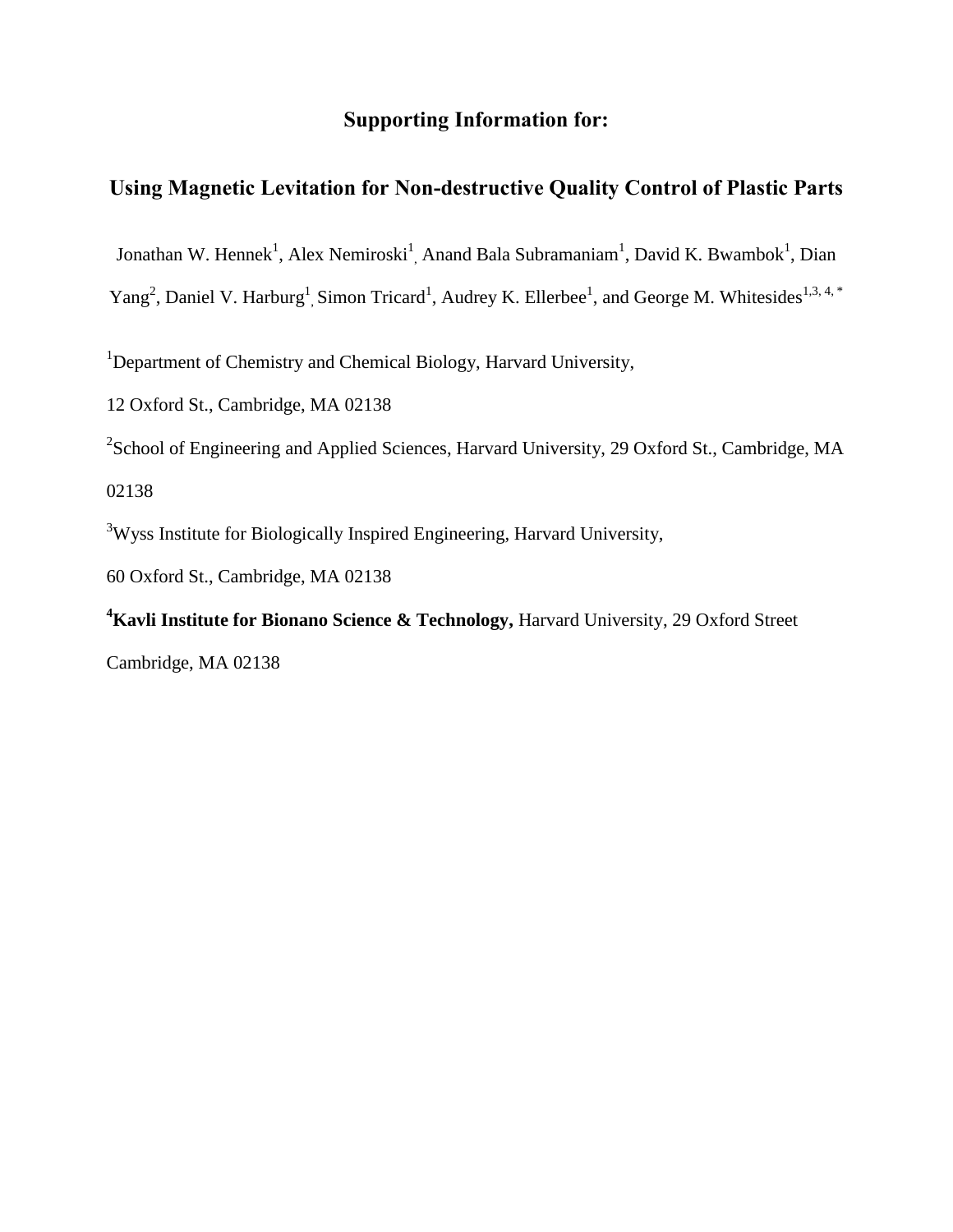**Supporting Information for:**

# Using Magnetic Levitation for Non-destructive Quality Control of Plastic Parts

Jonathan W. Hennek[1], Alex Nemiroski[1], Anand Bala Subramaniam[1], David K. Bwambok[1], Dian Yang[2], Daniel V. Harburg[1], Simon Tricard[1], Audrey K. Ellerbee[1], and George M. Whitesides[1,3, 4, *]

[1]Department of Chemistry and Chemical Biology, Harvard University,

12 Oxford St., Cambridge, MA 02138

[2]School of Engineering and Applied Sciences, Harvard University, 29 Oxford St., Cambridge, MA 02138

[3]Wyss Institute for Biologically Inspired Engineering, Harvard University,

60 Oxford St., Cambridge, MA 02138

[4]**Kavli Institute for Bionano Science & Technology,** Harvard University, 29 Oxford Street Cambridge, MA 02138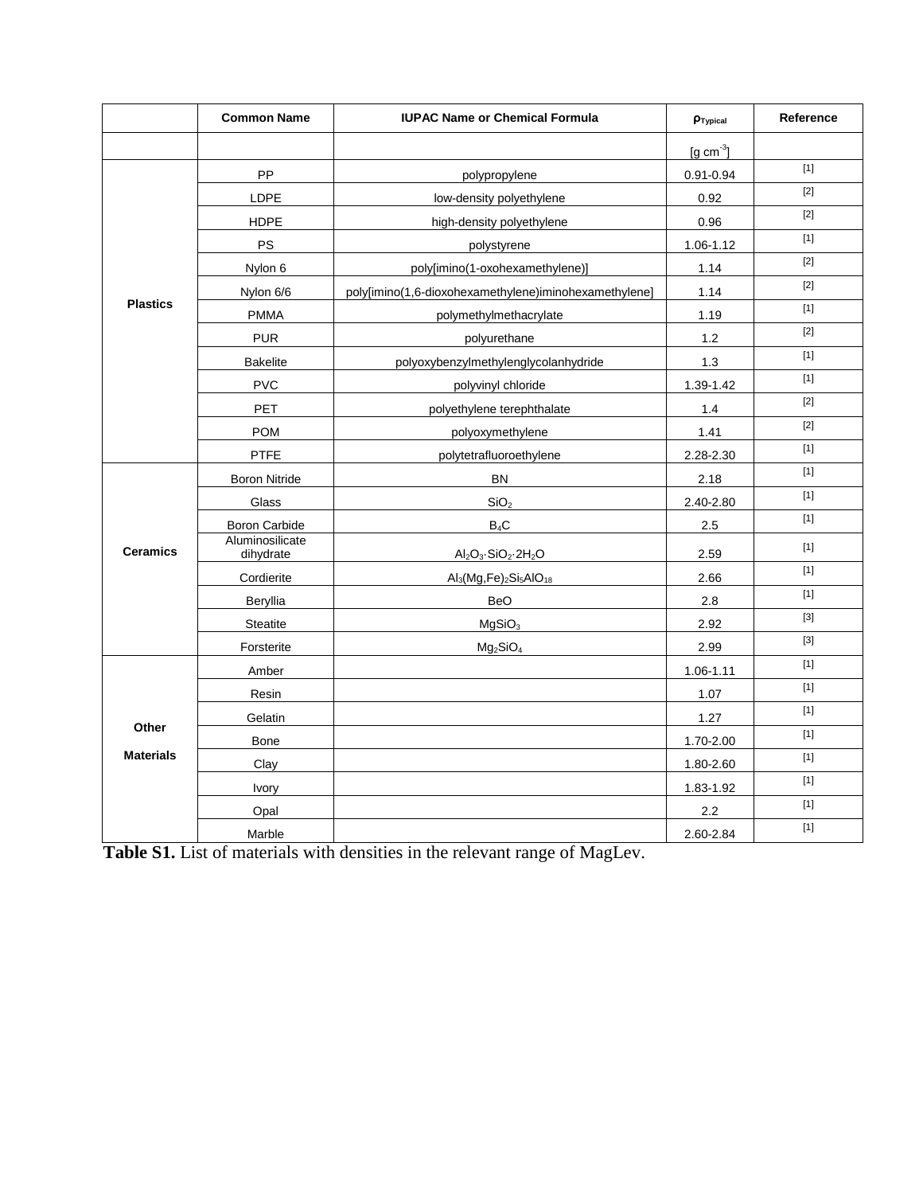| | Common Name | IUPAC Name or Chemical Formula | $\rho_{Typical}$ | Reference |
|---|---|---|---|---|
| | | | [g cm$^{-3}$] | |
| Plastics | PP | polypropylene | 0.91-0.94 | [1] |
| | LDPE | low-density polyethylene | 0.92 | [2] |
| | HDPE | high-density polyethylene | 0.96 | [2] |
| | PS | polystyrene | 1.06-1.12 | [1] |
| | Nylon 6 | poly[imino(1-oxohexamethylene)] | 1.14 | [2] |
| | Nylon 6/6 | poly[imino(1,6-dioxohexamethylene)iminohexamethylene] | 1.14 | [2] |
| | PMMA | polymethylmethacrylate | 1.19 | [1] |
| | PUR | polyurethane | 1.2 | [2] |
| | Bakelite | polyoxybenzylmethylenglycolanhydride | 1.3 | [1] |
| | PVC | polyvinyl chloride | 1.39-1.42 | [1] |
| | PET | polyethylene terephthalate | 1.4 | [2] |
| | POM | polyoxymethylene | 1.41 | [2] |
| | PTFE | polytetrafluoroethylene | 2.28-2.30 | [1] |
| Ceramics | Boron Nitride | $BN$ | 2.18 | [1] |
| | Glass | $SiO_2$ | 2.40-2.80 | [1] |
| | Boron Carbide | $B_4C$ | 2.5 | [1] |
| | Aluminosilicate dihydrate | $Al_2O_3 \cdot SiO_2 \cdot 2H_2O$ | 2.59 | [1] |
| | Cordierite | $Al_3(Mg,Fe)_2Si_5AlO_{18}$ | 2.66 | [1] |
| | Beryllia | $BeO$ | 2.8 | [1] |
| | Steatite | $MgSiO_3$ | 2.92 | [3] |
| | Forsterite | $Mg_2SiO_4$ | 2.99 | [3] |
| Other Materials | Amber | | 1.06-1.11 | [1] |
| | Resin | | 1.07 | [1] |
| | Gelatin | | 1.27 | [1] |
| | Bone | | 1.70-2.00 | [1] |
| | Clay | | 1.80-2.60 | [1] |
| | Ivory | | 1.83-1.92 | [1] |
| | Opal | | 2.2 | [1] |
| | Marble | | 2.60-2.84 | [1] |

**Table S1.** List of materials with densities in the relevant range of MagLev.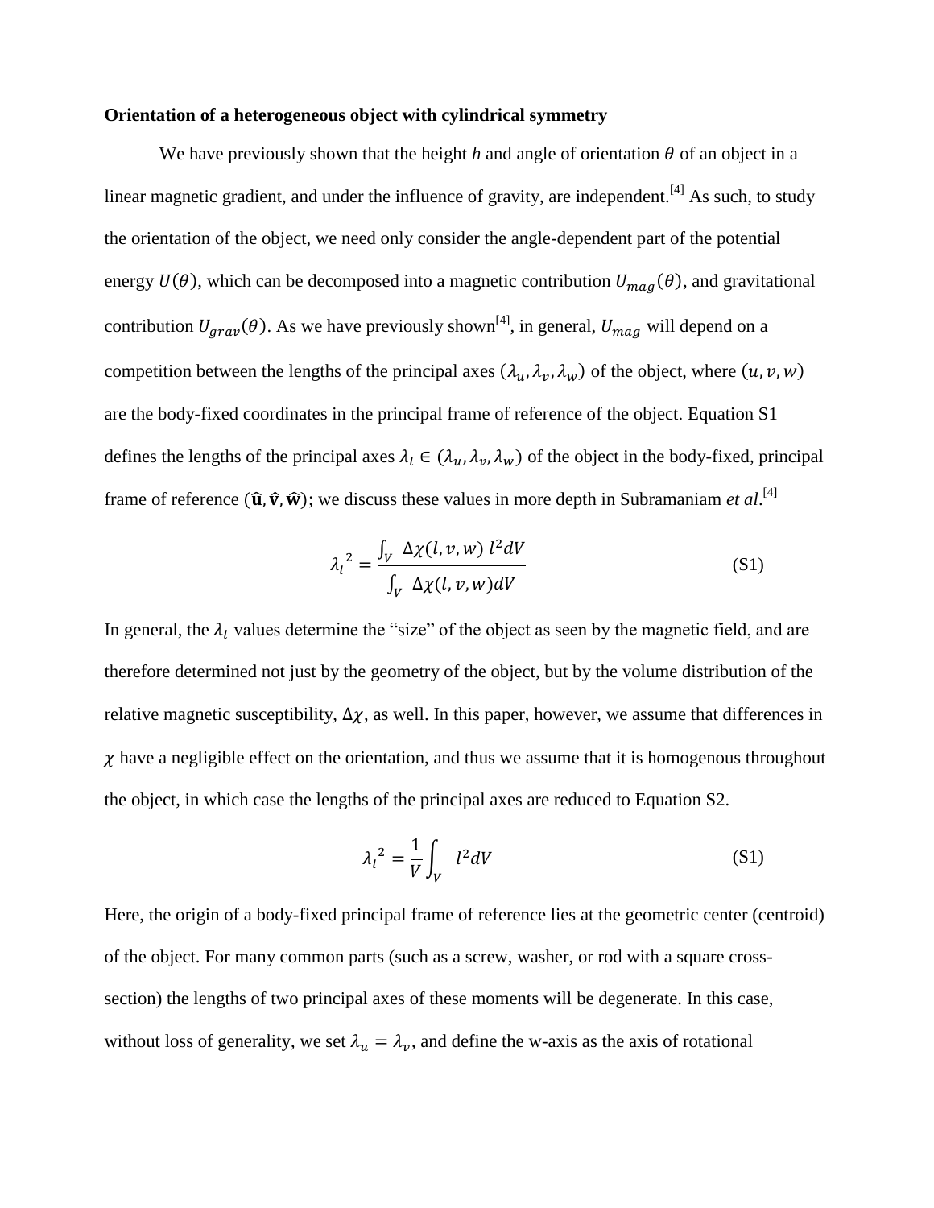**Orientation of a heterogeneous object with cylindrical symmetry**

We have previously shown that the height $h$ and angle of orientation $\theta$ of an object in a linear magnetic gradient, and under the influence of gravity, are independent.[4] As such, to study the orientation of the object, we need only consider the angle-dependent part of the potential energy $U(\theta)$, which can be decomposed into a magnetic contribution $U_{mag}(\theta)$, and gravitational contribution $U_{grav}(\theta)$. As we have previously shown[4], in general, $U_{mag}$ will depend on a competition between the lengths of the principal axes $(\lambda_u, \lambda_v, \lambda_w)$ of the object, where $(u, v, w)$ are the body-fixed coordinates in the principal frame of reference of the object. Equation S1 defines the lengths of the principal axes $\lambda_l \in (\lambda_u, \lambda_v, \lambda_w)$ of the object in the body-fixed, principal frame of reference $(\hat{\mathbf{u}}, \hat{\mathbf{v}}, \hat{\mathbf{w}})$; we discuss these values in more depth in Subramaniam *et al*.[4]

$$\lambda_l{}^2 = \frac{\int_V \Delta\chi(l, v, w)\, l^2 dV}{\int_V \Delta\chi(l, v, w) dV} \tag{S1}$$

In general, the $\lambda_l$ values determine the "size" of the object as seen by the magnetic field, and are therefore determined not just by the geometry of the object, but by the volume distribution of the relative magnetic susceptibility, $\Delta\chi$, as well. In this paper, however, we assume that differences in $\chi$ have a negligible effect on the orientation, and thus we assume that it is homogenous throughout the object, in which case the lengths of the principal axes are reduced to Equation S2.

$$\lambda_l{}^2 = \frac{1}{V}\int_V l^2 dV \tag{S1}$$

Here, the origin of a body-fixed principal frame of reference lies at the geometric center (centroid) of the object. For many common parts (such as a screw, washer, or rod with a square cross-section) the lengths of two principal axes of these moments will be degenerate. In this case, without loss of generality, we set $\lambda_u = \lambda_v$, and define the w-axis as the axis of rotational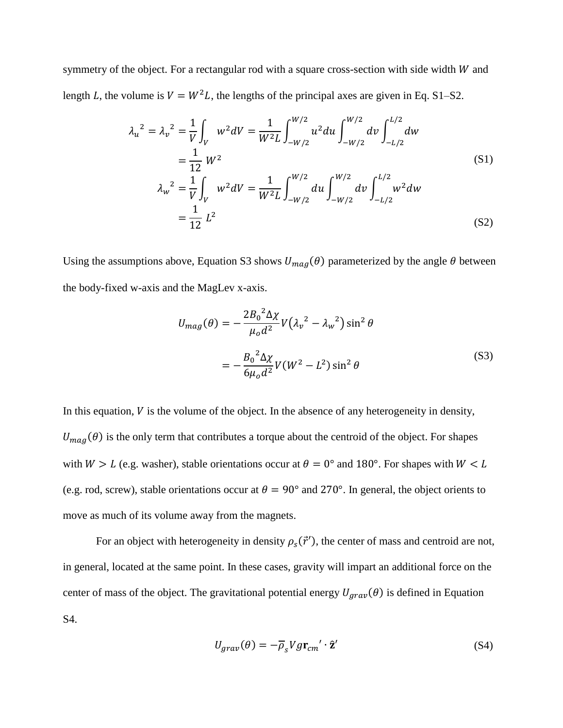symmetry of the object. For a rectangular rod with a square cross-section with side width $W$ and length $L$, the volume is $V = W^2 L$, the lengths of the principal axes are given in Eq. S1–S2.

$$
\begin{aligned}
{\lambda_u}^2 = {\lambda_v}^2 &= \frac{1}{V}\int_V w^2 dV = \frac{1}{W^2 L}\int_{-W/2}^{W/2} u^2 du \int_{-W/2}^{W/2} dv \int_{-L/2}^{L/2} dw \\
&= \frac{1}{12}\, W^2
\end{aligned}
\tag{S1}
$$

$$
\begin{aligned}
{\lambda_w}^2 &= \frac{1}{V}\int_V w^2 dV = \frac{1}{W^2 L}\int_{-W/2}^{W/2} du \int_{-W/2}^{W/2} dv \int_{-L/2}^{L/2} w^2 dw \\
&= \frac{1}{12}\, L^2
\end{aligned}
\tag{S2}
$$

Using the assumptions above, Equation S3 shows $U_{mag}(\theta)$ parameterized by the angle $\theta$ between the body-fixed w-axis and the MagLev x-axis.

$$
\begin{aligned}
U_{mag}(\theta) &= -\frac{2{B_0}^2 \Delta\chi}{\mu_o d^2} V\left({\lambda_v}^2 - {\lambda_w}^2\right) \sin^2\theta \\
&= -\frac{{B_0}^2 \Delta\chi}{6\mu_o d^2} V\left(W^2 - L^2\right) \sin^2\theta
\end{aligned}
\tag{S3}
$$

In this equation, $V$ is the volume of the object. In the absence of any heterogeneity in density, $U_{mag}(\theta)$ is the only term that contributes a torque about the centroid of the object. For shapes with $W > L$ (e.g. washer), stable orientations occur at $\theta = 0°$ and $180°$. For shapes with $W < L$ (e.g. rod, screw), stable orientations occur at $\theta = 90°$ and $270°$. In general, the object orients to move as much of its volume away from the magnets.

For an object with heterogeneity in density $\rho_s(\vec{r}')$, the center of mass and centroid are not, in general, located at the same point. In these cases, gravity will impart an additional force on the center of mass of the object. The gravitational potential energy $U_{grav}(\theta)$ is defined in Equation S4.

$$
U_{grav}(\theta) = -\overline{\rho}_s V g \mathbf{r}_{cm}' \cdot \hat{\mathbf{z}}'
\tag{S4}
$$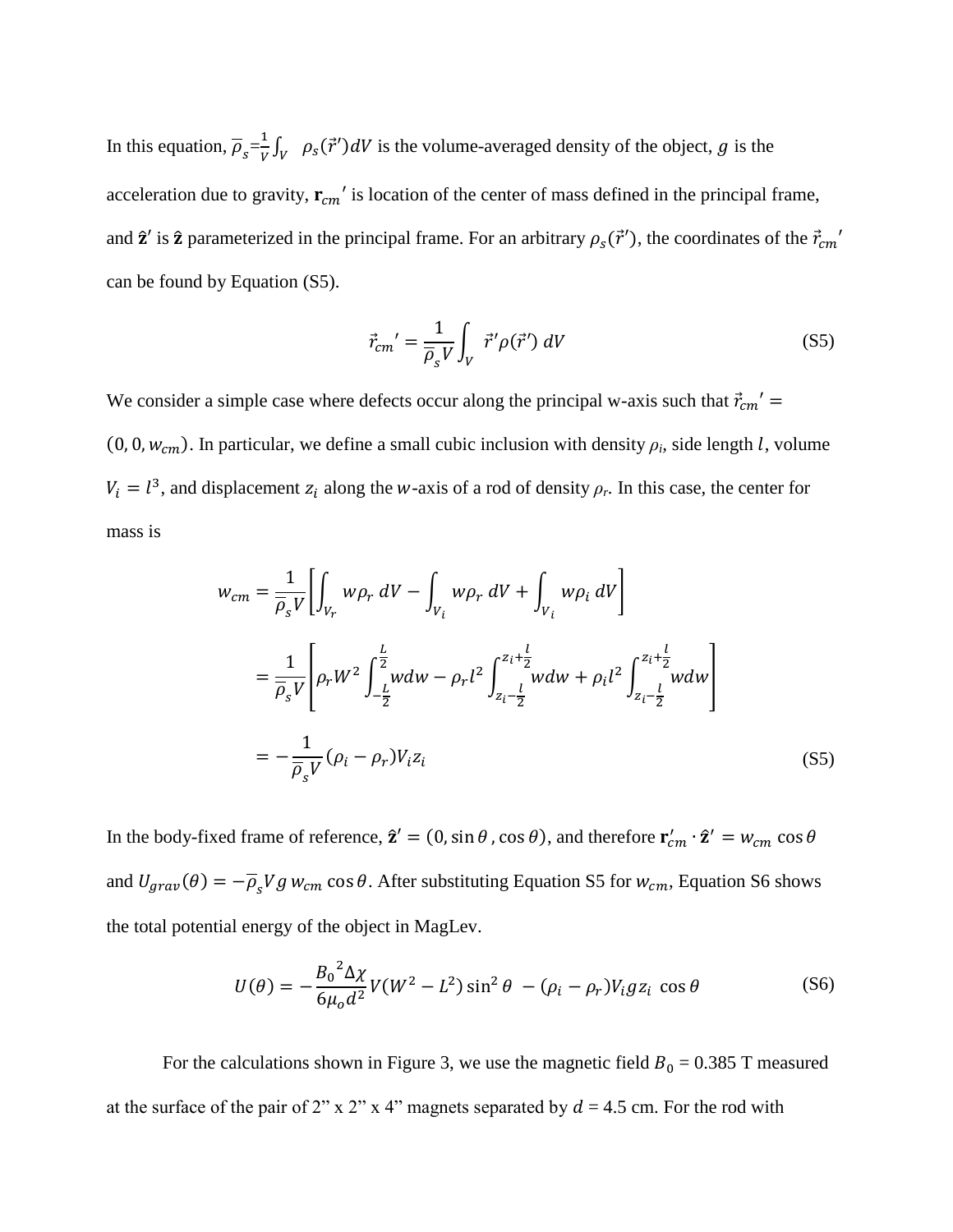In this equation, $\bar{\rho}_s = \frac{1}{V}\int_V \rho_s(\vec{r}')dV$ is the volume-averaged density of the object, $g$ is the acceleration due to gravity, $\mathbf{r}_{cm}'$ is location of the center of mass defined in the principal frame, and $\hat{\mathbf{z}}'$ is $\hat{\mathbf{z}}$ parameterized in the principal frame. For an arbitrary $\rho_s(\vec{r}')$, the coordinates of the $\vec{r}_{cm}'$ can be found by Equation (S5).

$$\vec{r}_{cm}' = \frac{1}{\bar{\rho}_s V}\int_V \vec{r}'\rho(\vec{r}')\, dV \tag{S5}$$

We consider a simple case where defects occur along the principal w-axis such that $\vec{r}_{cm}' = (0, 0, w_{cm})$. In particular, we define a small cubic inclusion with density $\rho_i$, side length $l$, volume $V_i = l^3$, and displacement $z_i$ along the $w$-axis of a rod of density $\rho_r$. In this case, the center for mass is

$$\begin{aligned}
w_{cm} &= \frac{1}{\bar{\rho}_s V}\left[\int_{V_r} w\rho_r\, dV - \int_{V_i} w\rho_r\, dV + \int_{V_i} w\rho_i\, dV\right] \\
&= \frac{1}{\bar{\rho}_s V}\left[\rho_r W^2 \int_{-\frac{L}{2}}^{\frac{L}{2}} w dw - \rho_r l^2 \int_{z_i-\frac{l}{2}}^{z_i+\frac{l}{2}} w dw + \rho_i l^2 \int_{z_i-\frac{l}{2}}^{z_i+\frac{l}{2}} w dw\right] \\
&= -\frac{1}{\bar{\rho}_s V}(\rho_i - \rho_r)V_i z_i
\end{aligned} \tag{S5}$$

In the body-fixed frame of reference, $\hat{\mathbf{z}}' = (0, \sin\theta, \cos\theta)$, and therefore $\mathbf{r}_{cm}' \cdot \hat{\mathbf{z}}' = w_{cm}\cos\theta$ and $U_{grav}(\theta) = -\bar{\rho}_s V g\, w_{cm}\cos\theta$. After substituting Equation S5 for $w_{cm}$, Equation S6 shows the total potential energy of the object in MagLev.

$$U(\theta) = -\frac{{B_0}^2 \Delta\chi}{6\mu_o d^2} V(W^2 - L^2)\sin^2\theta \; - (\rho_i - \rho_r)V_i g z_i \, \cos\theta \tag{S6}$$

For the calculations shown in Figure 3, we use the magnetic field $B_0$ = 0.385 T measured at the surface of the pair of 2" x 2" x 4" magnets separated by $d$ = 4.5 cm. For the rod with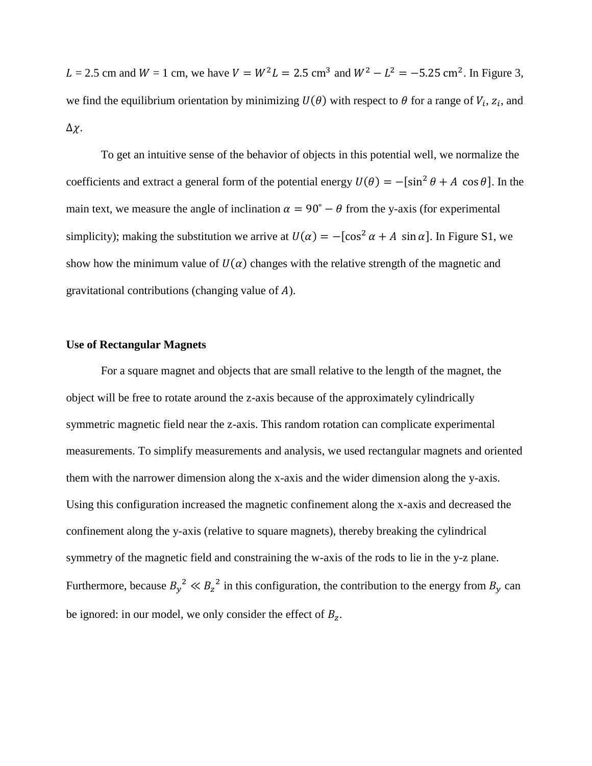$L$ = 2.5 cm and $W$ = 1 cm, we have $V = W^2L = 2.5\ \text{cm}^3$ and $W^2 - L^2 = -5.25\ \text{cm}^2$. In Figure 3, we find the equilibrium orientation by minimizing $U(\theta)$ with respect to $\theta$ for a range of $V_i$, $z_i$, and $\Delta\chi$.

To get an intuitive sense of the behavior of objects in this potential well, we normalize the coefficients and extract a general form of the potential energy $U(\theta) = -[\sin^2\theta + A\ \cos\theta]$. In the main text, we measure the angle of inclination $\alpha = 90^\circ - \theta$ from the y-axis (for experimental simplicity); making the substitution we arrive at $U(\alpha) = -[\cos^2\alpha + A\ \sin\alpha]$. In Figure S1, we show how the minimum value of $U(\alpha)$ changes with the relative strength of the magnetic and gravitational contributions (changing value of $A$).

**Use of Rectangular Magnets**

For a square magnet and objects that are small relative to the length of the magnet, the object will be free to rotate around the z-axis because of the approximately cylindrically symmetric magnetic field near the z-axis. This random rotation can complicate experimental measurements. To simplify measurements and analysis, we used rectangular magnets and oriented them with the narrower dimension along the x-axis and the wider dimension along the y-axis. Using this configuration increased the magnetic confinement along the x-axis and decreased the confinement along the y-axis (relative to square magnets), thereby breaking the cylindrical symmetry of the magnetic field and constraining the w-axis of the rods to lie in the y-z plane. Furthermore, because ${B_y}^2 \ll {B_z}^2$ in this configuration, the contribution to the energy from $B_y$ can be ignored: in our model, we only consider the effect of $B_z$.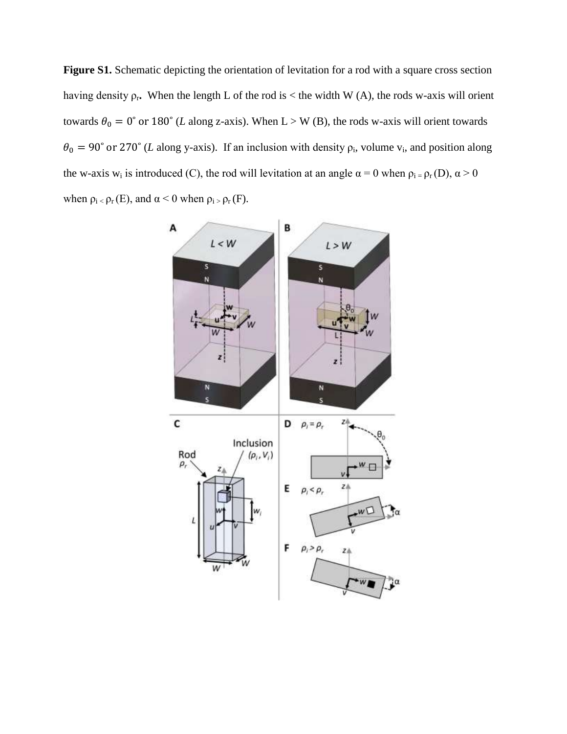**Figure S1.** Schematic depicting the orientation of levitation for a rod with a square cross section having density $\rho_r$**.** When the length L of the rod is < the width W (A), the rods w-axis will orient towards $\theta_0 = 0^\circ$ or $180^\circ$ ($L$ along z-axis). When L > W (B), the rods w-axis will orient towards $\theta_0 = 90^\circ$ or $270^\circ$ ($L$ along y-axis). If an inclusion with density $\rho_i$, volume $v_i$, and position along the w-axis $w_i$ is introduced (C), the rod will levitation at an angle $\alpha = 0$ when $\rho_i = \rho_r$ (D), $\alpha > 0$ when $\rho_i < \rho_r$ (E), and $\alpha < 0$ when $\rho_i > \rho_r$ (F).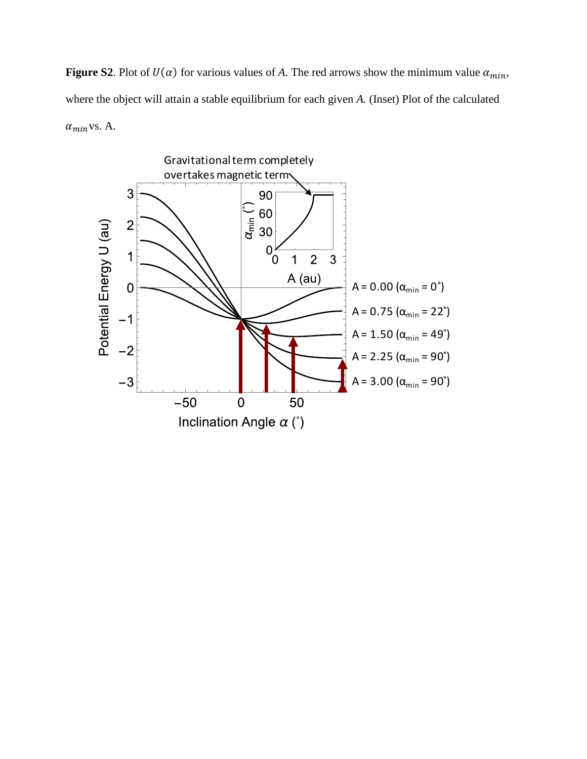**Figure S2**. Plot of $U(\alpha)$ for various values of *A*. The red arrows show the minimum value $\alpha_{min}$, where the object will attain a stable equilibrium for each given *A*. (Inset) Plot of the calculated $\alpha_{min}$ vs. A.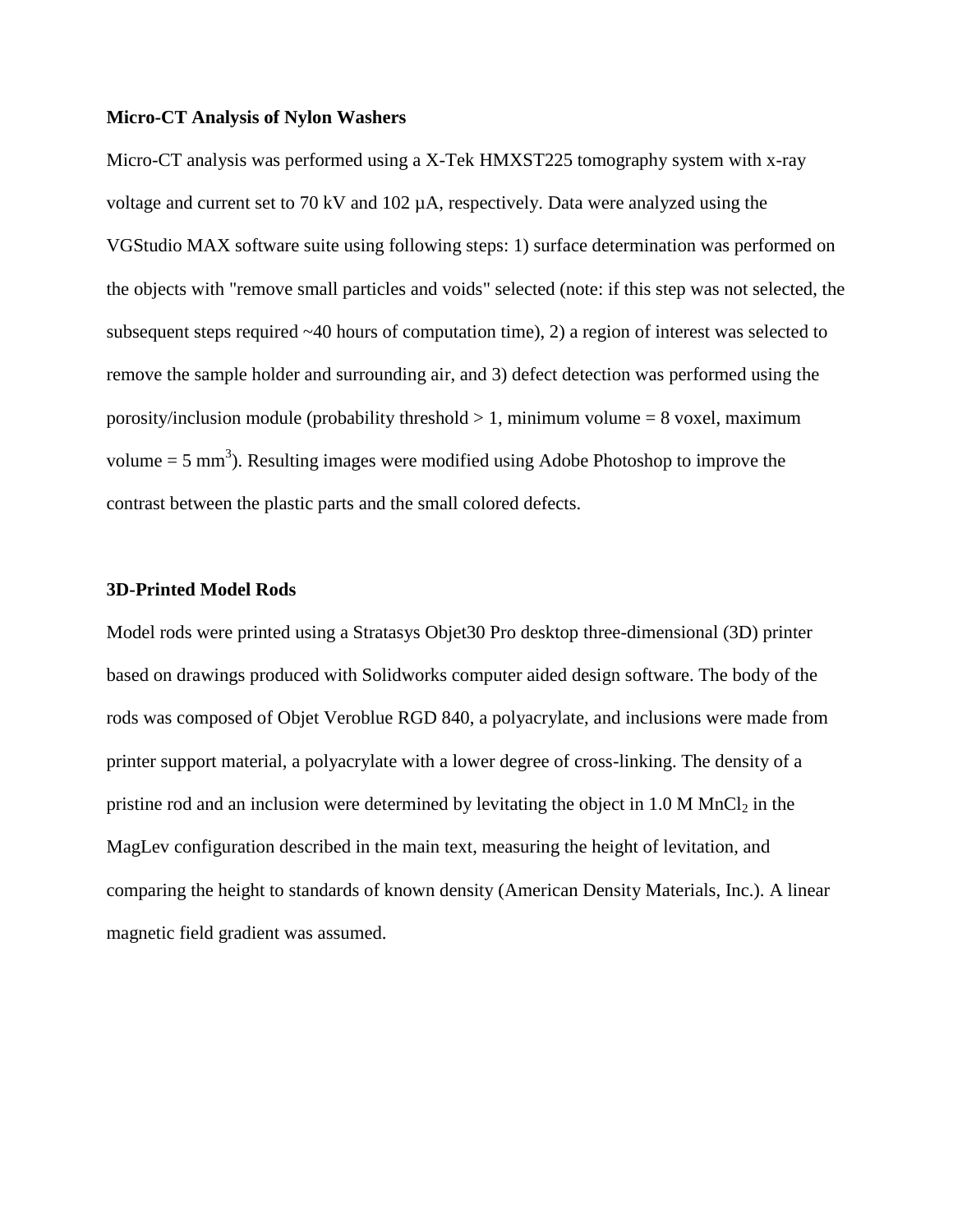**Micro-CT Analysis of Nylon Washers**

Micro-CT analysis was performed using a X-Tek HMXST225 tomography system with x-ray voltage and current set to 70 kV and 102 µA, respectively. Data were analyzed using the VGStudio MAX software suite using following steps: 1) surface determination was performed on the objects with "remove small particles and voids" selected (note: if this step was not selected, the subsequent steps required ~40 hours of computation time), 2) a region of interest was selected to remove the sample holder and surrounding air, and 3) defect detection was performed using the porosity/inclusion module (probability threshold > 1, minimum volume = 8 voxel, maximum volume = 5 $mm^3$). Resulting images were modified using Adobe Photoshop to improve the contrast between the plastic parts and the small colored defects.

**3D-Printed Model Rods**

Model rods were printed using a Stratasys Objet30 Pro desktop three-dimensional (3D) printer based on drawings produced with Solidworks computer aided design software. The body of the rods was composed of Objet Veroblue RGD 840, a polyacrylate, and inclusions were made from printer support material, a polyacrylate with a lower degree of cross-linking. The density of a pristine rod and an inclusion were determined by levitating the object in 1.0 M $MnCl_2$ in the MagLev configuration described in the main text, measuring the height of levitation, and comparing the height to standards of known density (American Density Materials, Inc.). A linear magnetic field gradient was assumed.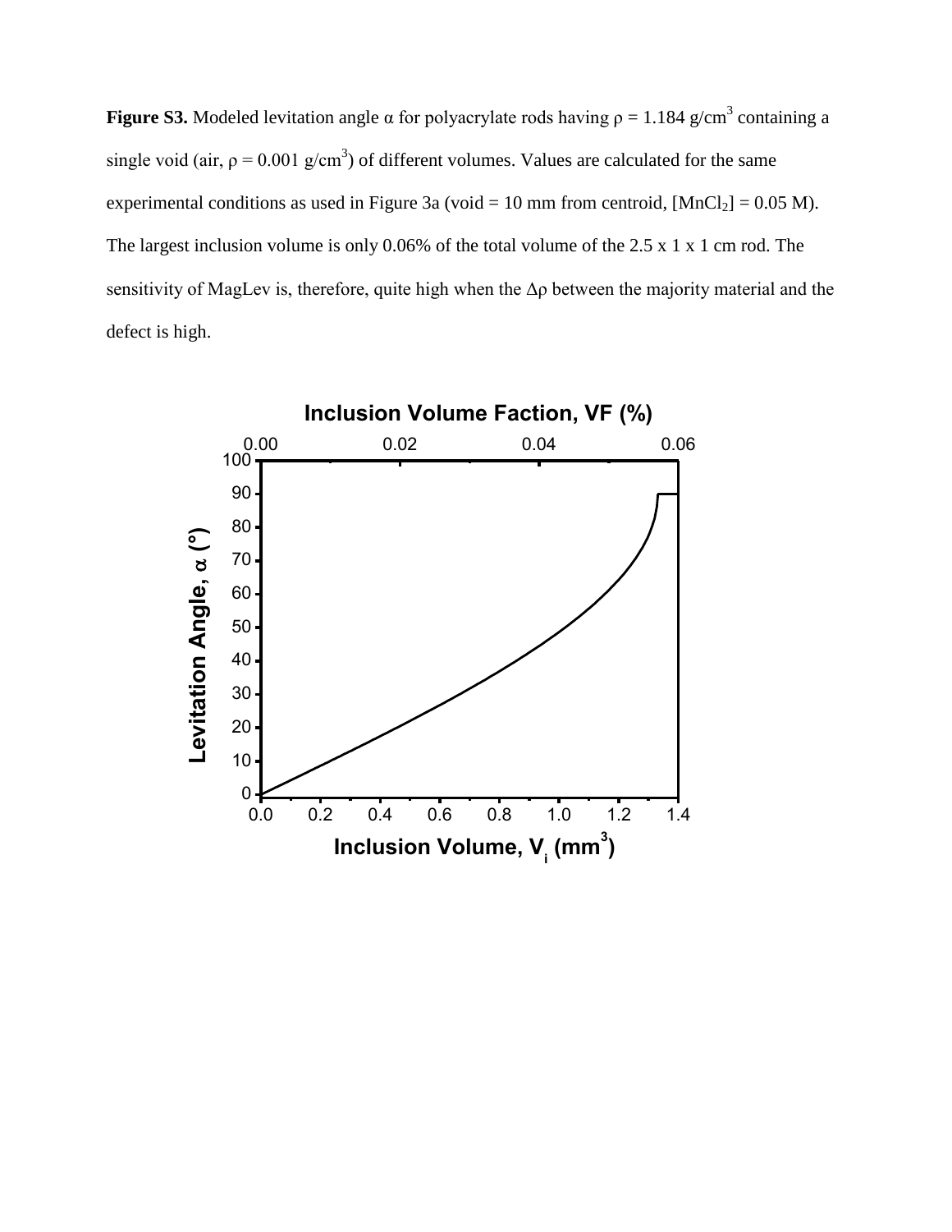**Figure S3.** Modeled levitation angle α for polyacrylate rods having $\rho = 1.184$ g/cm$^3$ containing a single void (air, $\rho = 0.001$ g/cm$^3$) of different volumes. Values are calculated for the same experimental conditions as used in Figure 3a (void = 10 mm from centroid, [$MnCl_2$] = 0.05 M). The largest inclusion volume is only 0.06% of the total volume of the 2.5 x 1 x 1 cm rod. The sensitivity of MagLev is, therefore, quite high when the $\Delta\rho$ between the majority material and the defect is high.

Inclusion Volume Faction, VF (%)

Levitation Angle, α (°)

Inclusion Volume, $V_i$ (mm$^3$)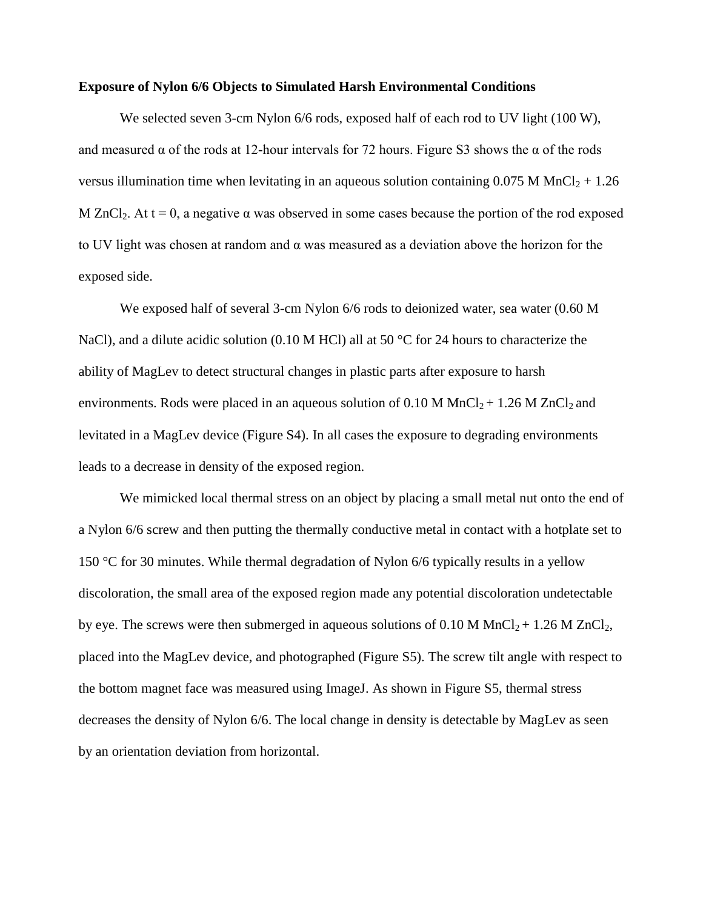**Exposure of Nylon 6/6 Objects to Simulated Harsh Environmental Conditions**

We selected seven 3-cm Nylon 6/6 rods, exposed half of each rod to UV light (100 W), and measured α of the rods at 12-hour intervals for 72 hours. Figure S3 shows the α of the rods versus illumination time when levitating in an aqueous solution containing 0.075 M $MnCl_2$ + 1.26 M $ZnCl_2$. At t = 0, a negative α was observed in some cases because the portion of the rod exposed to UV light was chosen at random and α was measured as a deviation above the horizon for the exposed side.

We exposed half of several 3-cm Nylon 6/6 rods to deionized water, sea water (0.60 M NaCl), and a dilute acidic solution (0.10 M HCl) all at 50 °C for 24 hours to characterize the ability of MagLev to detect structural changes in plastic parts after exposure to harsh environments. Rods were placed in an aqueous solution of 0.10 M $MnCl_2$ + 1.26 M $ZnCl_2$ and levitated in a MagLev device (Figure S4). In all cases the exposure to degrading environments leads to a decrease in density of the exposed region.

We mimicked local thermal stress on an object by placing a small metal nut onto the end of a Nylon 6/6 screw and then putting the thermally conductive metal in contact with a hotplate set to 150 °C for 30 minutes. While thermal degradation of Nylon 6/6 typically results in a yellow discoloration, the small area of the exposed region made any potential discoloration undetectable by eye. The screws were then submerged in aqueous solutions of 0.10 M $MnCl_2$ + 1.26 M $ZnCl_2$, placed into the MagLev device, and photographed (Figure S5). The screw tilt angle with respect to the bottom magnet face was measured using ImageJ. As shown in Figure S5, thermal stress decreases the density of Nylon 6/6. The local change in density is detectable by MagLev as seen by an orientation deviation from horizontal.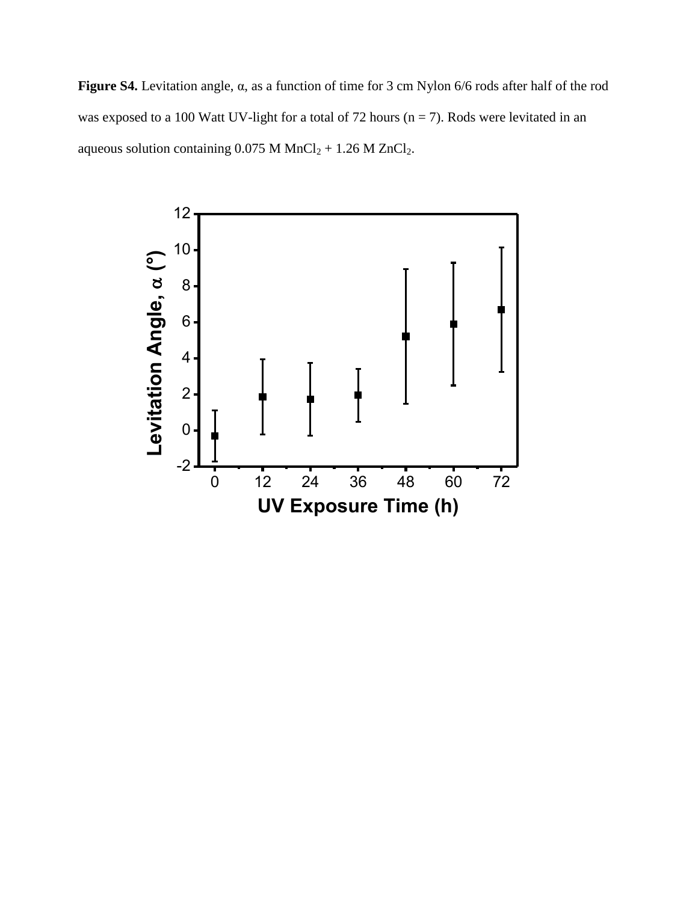**Figure S4.** Levitation angle, α, as a function of time for 3 cm Nylon 6/6 rods after half of the rod was exposed to a 100 Watt UV-light for a total of 72 hours (n = 7). Rods were levitated in an aqueous solution containing 0.075 M $MnCl_2$ + 1.26 M $ZnCl_2$.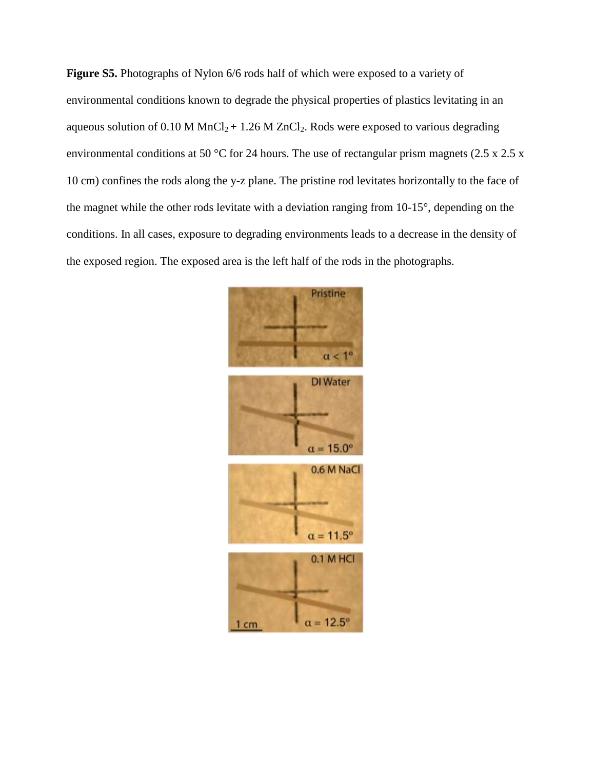**Figure S5.** Photographs of Nylon 6/6 rods half of which were exposed to a variety of environmental conditions known to degrade the physical properties of plastics levitating in an aqueous solution of 0.10 M $MnCl_2$ + 1.26 M $ZnCl_2$. Rods were exposed to various degrading environmental conditions at 50 °C for 24 hours. The use of rectangular prism magnets (2.5 x 2.5 x 10 cm) confines the rods along the y-z plane. The pristine rod levitates horizontally to the face of the magnet while the other rods levitate with a deviation ranging from 10-15°, depending on the conditions. In all cases, exposure to degrading environments leads to a decrease in the density of the exposed region. The exposed area is the left half of the rods in the photographs.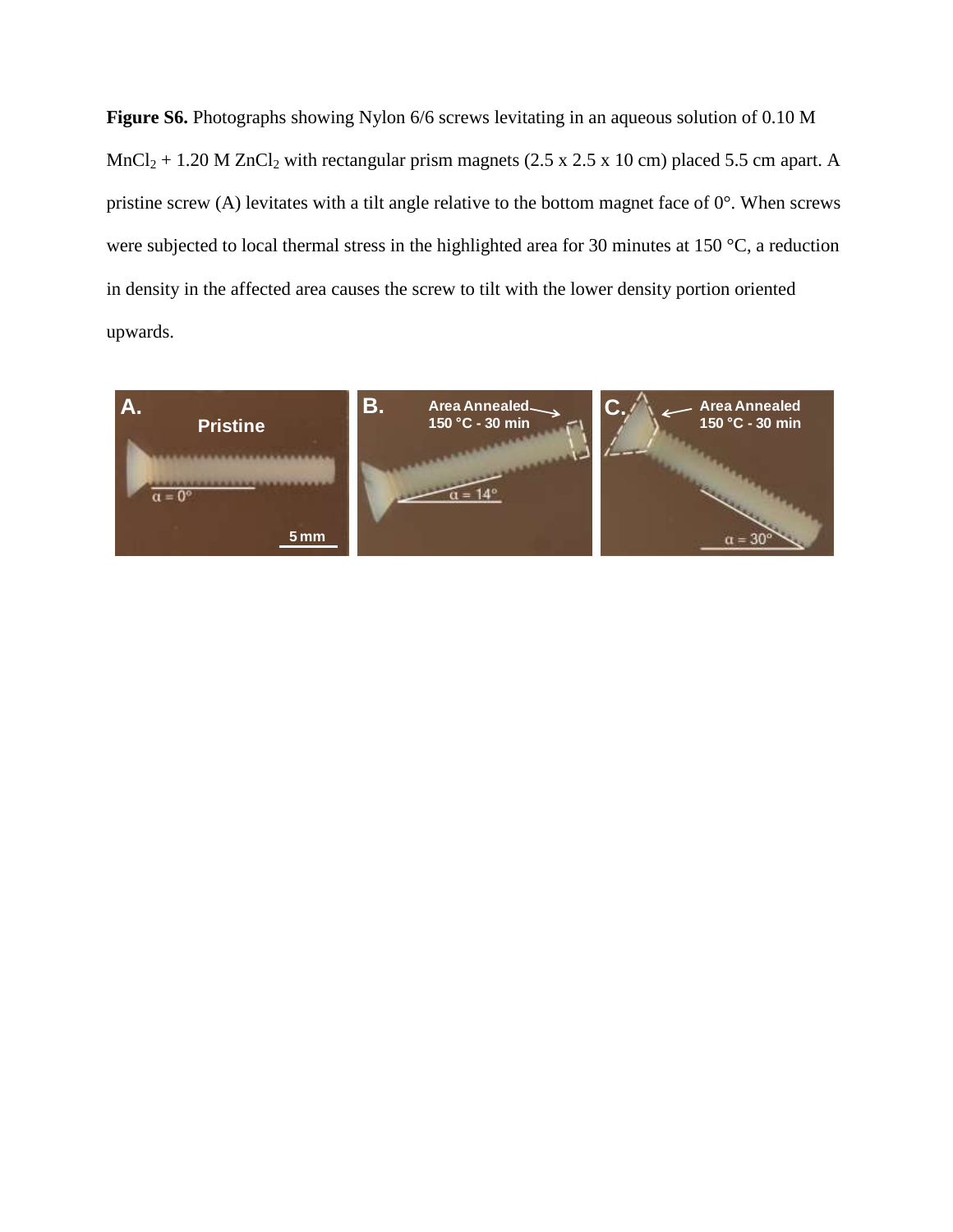**Figure S6.** Photographs showing Nylon 6/6 screws levitating in an aqueous solution of 0.10 M $MnCl_2$ + 1.20 M $ZnCl_2$ with rectangular prism magnets (2.5 x 2.5 x 10 cm) placed 5.5 cm apart. A pristine screw (A) levitates with a tilt angle relative to the bottom magnet face of 0°. When screws were subjected to local thermal stress in the highlighted area for 30 minutes at 150 °C, a reduction in density in the affected area causes the screw to tilt with the lower density portion oriented upwards.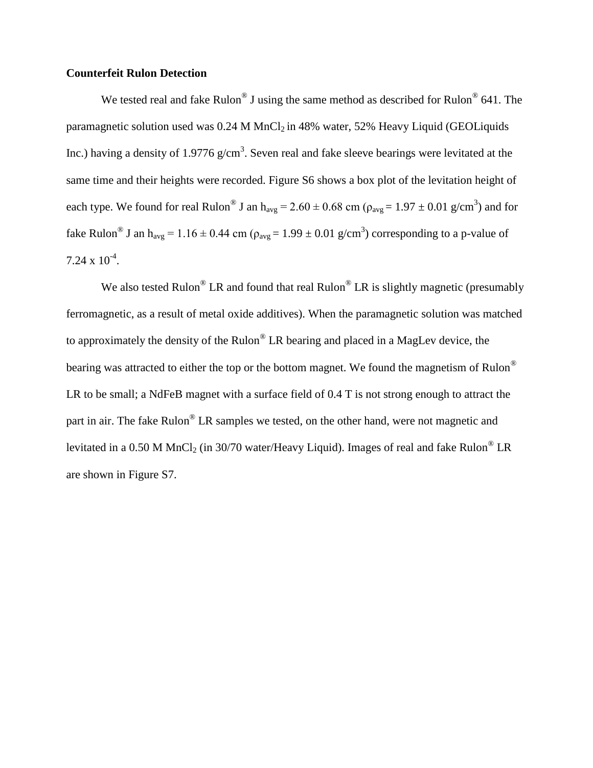**Counterfeit Rulon Detection**

We tested real and fake Rulon® J using the same method as described for Rulon® 641. The paramagnetic solution used was 0.24 M $MnCl_2$ in 48% water, 52% Heavy Liquid (GEOLiquids Inc.) having a density of 1.9776 g/cm$^3$. Seven real and fake sleeve bearings were levitated at the same time and their heights were recorded. Figure S6 shows a box plot of the levitation height of each type. We found for real Rulon® J an $h_{avg}$ = 2.60 ± 0.68 cm ($\rho_{avg}$ = 1.97 ± 0.01 g/cm$^3$) and for fake Rulon® J an $h_{avg}$ = 1.16 ± 0.44 cm ($\rho_{avg}$ = 1.99 ± 0.01 g/cm$^3$) corresponding to a p-value of $7.24 \times 10^{-4}$.

We also tested Rulon® LR and found that real Rulon® LR is slightly magnetic (presumably ferromagnetic, as a result of metal oxide additives). When the paramagnetic solution was matched to approximately the density of the Rulon® LR bearing and placed in a MagLev device, the bearing was attracted to either the top or the bottom magnet. We found the magnetism of Rulon® LR to be small; a NdFeB magnet with a surface field of 0.4 T is not strong enough to attract the part in air. The fake Rulon® LR samples we tested, on the other hand, were not magnetic and levitated in a 0.50 M $MnCl_2$ (in 30/70 water/Heavy Liquid). Images of real and fake Rulon® LR are shown in Figure S7.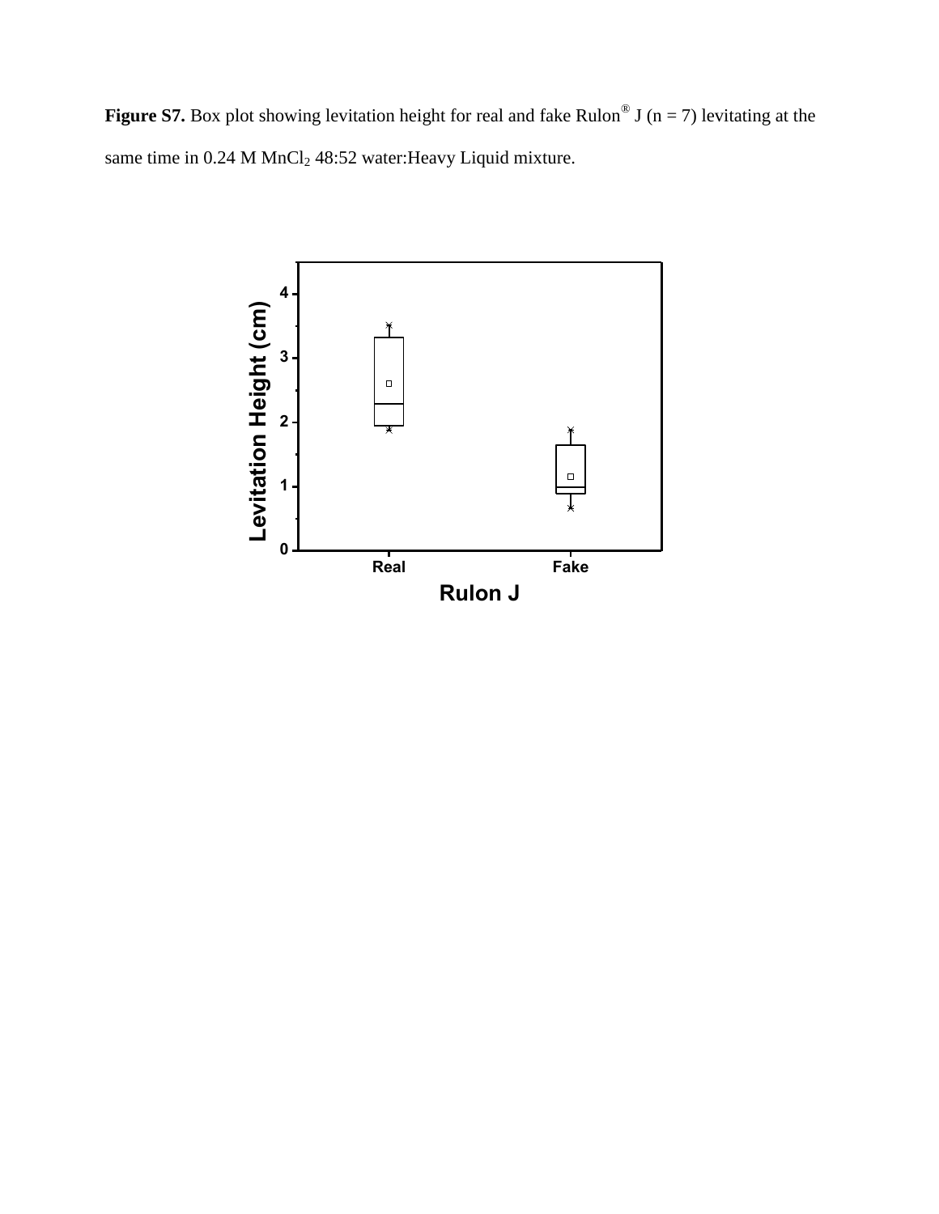**Figure S7.** Box plot showing levitation height for real and fake Rulon® J (n = 7) levitating at the same time in 0.24 M $MnCl_2$ 48:52 water:Heavy Liquid mixture.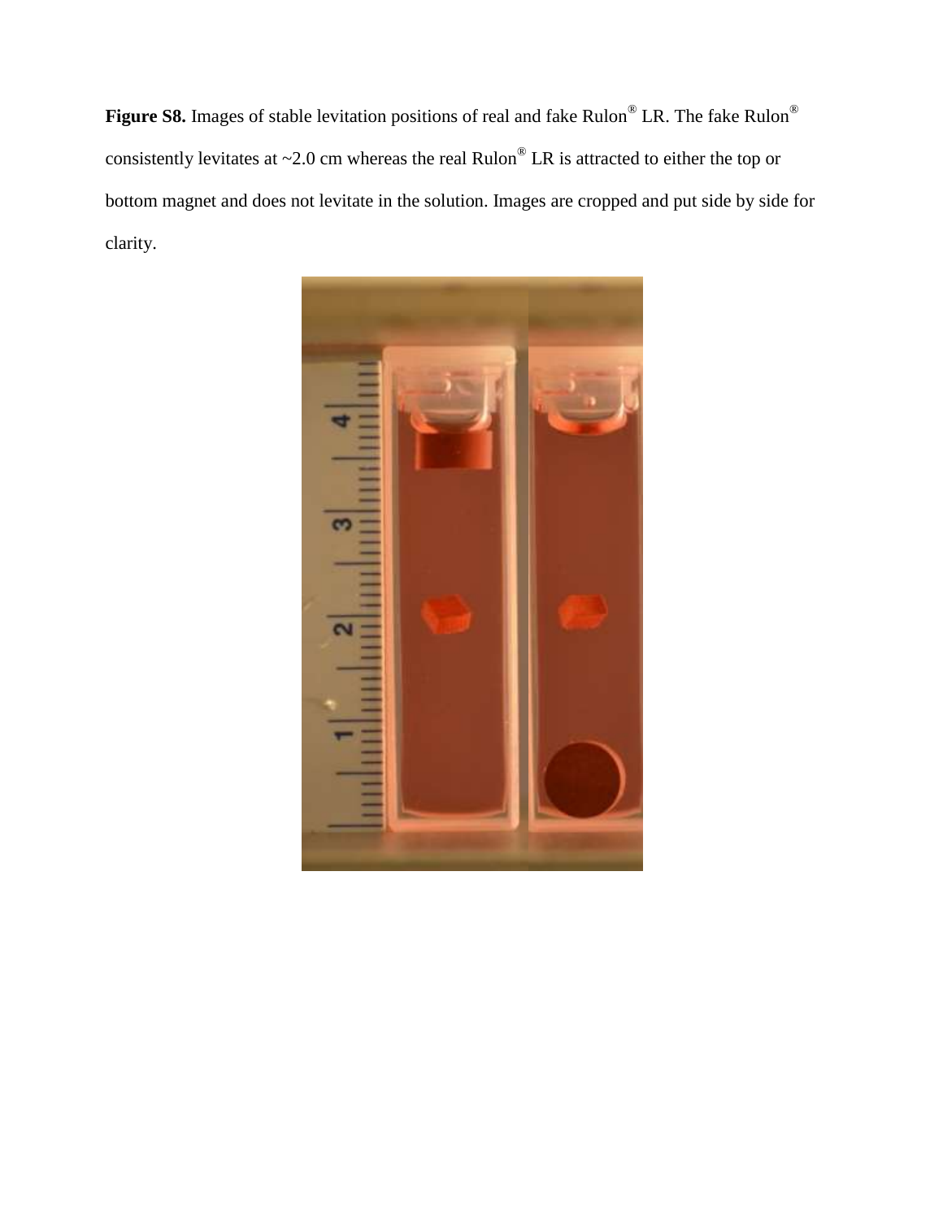**Figure S8.** Images of stable levitation positions of real and fake Rulon® LR. The fake Rulon® consistently levitates at ~2.0 cm whereas the real Rulon® LR is attracted to either the top or bottom magnet and does not levitate in the solution. Images are cropped and put side by side for clarity.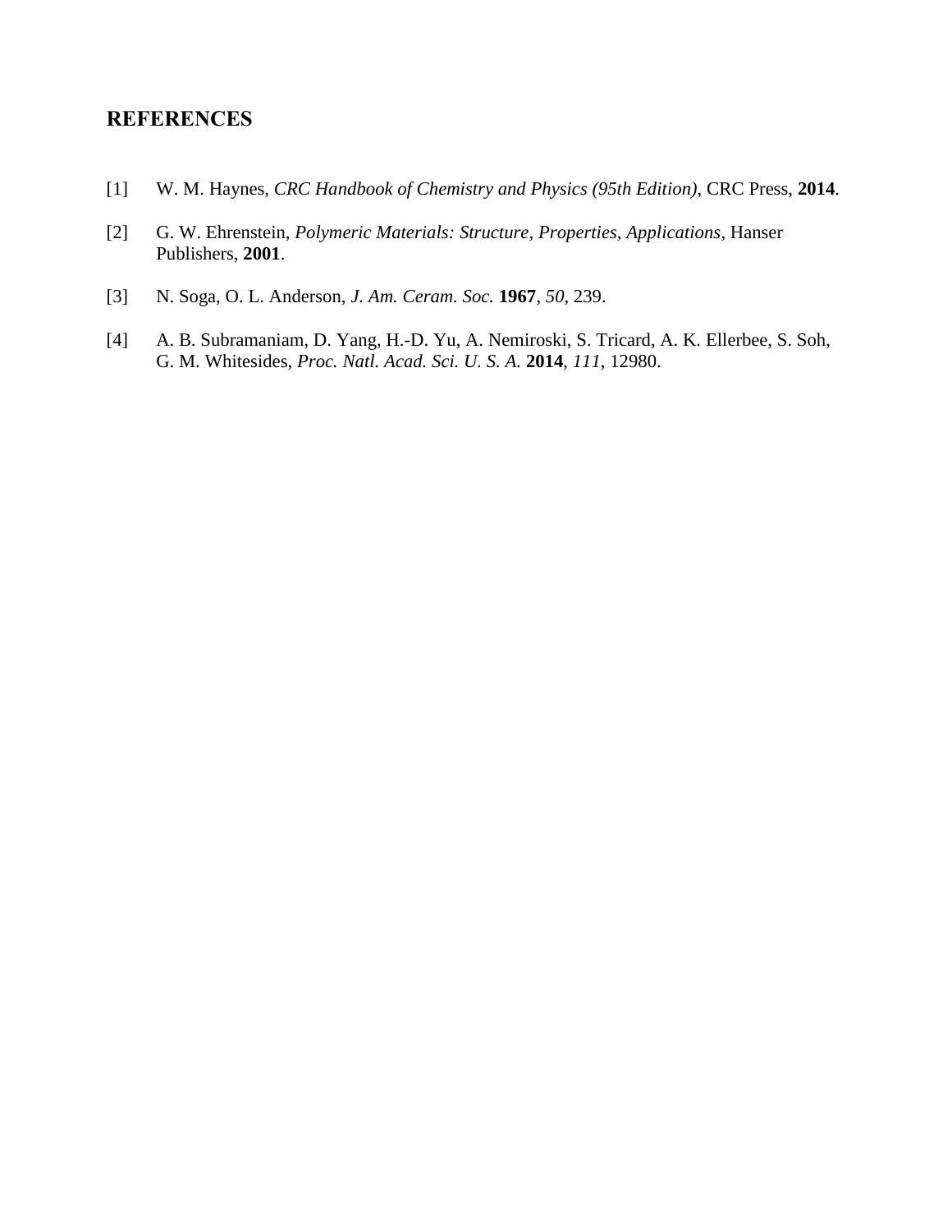## REFERENCES

[1] W. M. Haynes, *CRC Handbook of Chemistry and Physics (95th Edition)*, CRC Press, **2014**.

[2] G. W. Ehrenstein, *Polymeric Materials: Structure, Properties, Applications*, Hanser Publishers, **2001**.

[3] N. Soga, O. L. Anderson, *J. Am. Ceram. Soc.* **1967**, *50*, 239.

[4] A. B. Subramaniam, D. Yang, H.-D. Yu, A. Nemiroski, S. Tricard, A. K. Ellerbee, S. Soh, G. M. Whitesides, *Proc. Natl. Acad. Sci. U. S. A.* **2014**, *111*, 12980.